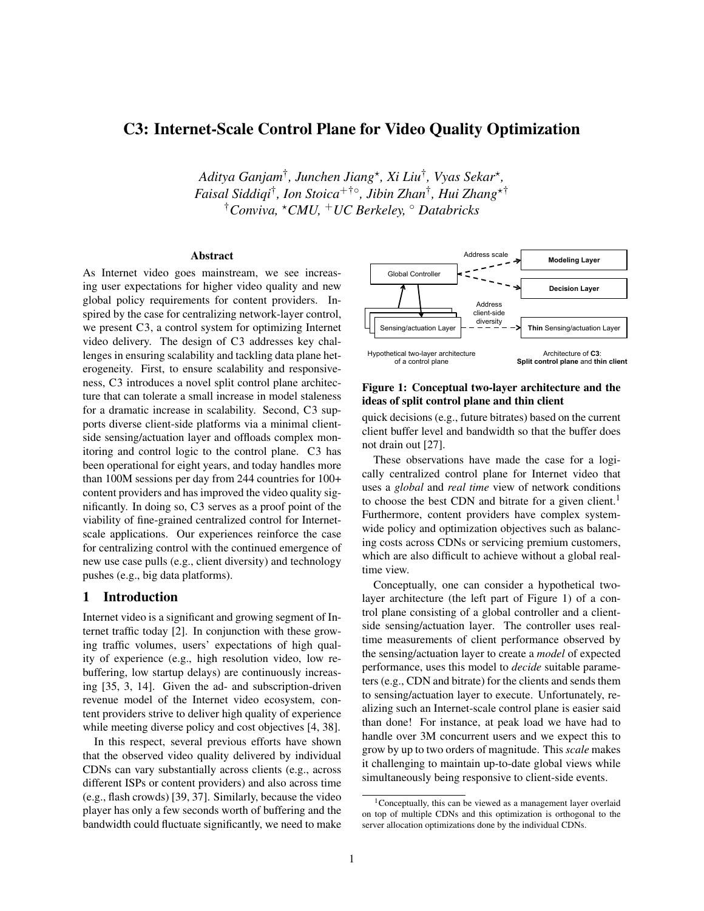# C3: Internet-Scale Control Plane for Video Quality Optimization

*Aditya Ganjam*[†], *Junchen Jiang*[⋆], *Xi Liu*[†], *Vyas Sekar*[⋆],
*Faisal Siddiqi*[†], *Ion Stoica*[+†∘], *Jibin Zhan*[†], *Hui Zhang*[⋆†]
[†]*Conviva*, [⋆]*CMU*, [+]*UC Berkeley*, [∘] *Databricks*

## Abstract

As Internet video goes mainstream, we see increasing user expectations for higher video quality and new global policy requirements for content providers. Inspired by the case for centralizing network-layer control, we present C3, a control system for optimizing Internet video delivery. The design of C3 addresses key challenges in ensuring scalability and tackling data plane heterogeneity. First, to ensure scalability and responsiveness, C3 introduces a novel split control plane architecture that can tolerate a small increase in model staleness for a dramatic increase in scalability. Second, C3 supports diverse client-side platforms via a minimal client-side sensing/actuation layer and offloads complex monitoring and control logic to the control plane. C3 has been operational for eight years, and today handles more than 100M sessions per day from 244 countries for 100+ content providers and has improved the video quality significantly. In doing so, C3 serves as a proof point of the viability of fine-grained centralized control for Internet-scale applications. Our experiences reinforce the case for centralizing control with the continued emergence of new use case pulls (e.g., client diversity) and technology pushes (e.g., big data platforms).

## 1 Introduction

Internet video is a significant and growing segment of Internet traffic today [2]. In conjunction with these growing traffic volumes, users' expectations of high quality of experience (e.g., high resolution video, low rebuffering, low startup delays) are continuously increasing [35, 3, 14]. Given the ad- and subscription-driven revenue model of the Internet video ecosystem, content providers strive to deliver high quality of experience while meeting diverse policy and cost objectives [4, 38].

In this respect, several previous efforts have shown that the observed video quality delivered by individual CDNs can vary substantially across clients (e.g., across different ISPs or content providers) and also across time (e.g., flash crowds) [39, 37]. Similarly, because the video player has only a few seconds worth of buffering and the bandwidth could fluctuate significantly, we need to make quick decisions (e.g., future bitrates) based on the current client buffer level and bandwidth so that the buffer does not drain out [27].

Global Controller | Address scale | Modeling Layer | Decision Layer | Sensing/actuation Layer | Address client-side diversity | **Thin** Sensing/actuation Layer

Hypothetical two-layer architecture of a control plane | Architecture of **C3**: **Split control plane** and **thin client**

**Figure 1: Conceptual two-layer architecture and the ideas of split control plane and thin client**

These observations have made the case for a logically centralized control plane for Internet video that uses a *global* and *real time* view of network conditions to choose the best CDN and bitrate for a given client.[1] Furthermore, content providers have complex system-wide policy and optimization objectives such as balancing costs across CDNs or servicing premium customers, which are also difficult to achieve without a global real-time view.

Conceptually, one can consider a hypothetical two-layer architecture (the left part of Figure 1) of a control plane consisting of a global controller and a client-side sensing/actuation layer. The controller uses real-time measurements of client performance observed by the sensing/actuation layer to create a *model* of expected performance, uses this model to *decide* suitable parameters (e.g., CDN and bitrate) for the clients and sends them to sensing/actuation layer to execute. Unfortunately, realizing such an Internet-scale control plane is easier said than done! For instance, at peak load we have had to handle over 3M concurrent users and we expect this to grow by up to two orders of magnitude. This *scale* makes it challenging to maintain up-to-date global views while simultaneously being responsive to client-side events.

[1] Conceptually, this can be viewed as a management layer overlaid on top of multiple CDNs and this optimization is orthogonal to the server allocation optimizations done by the individual CDNs.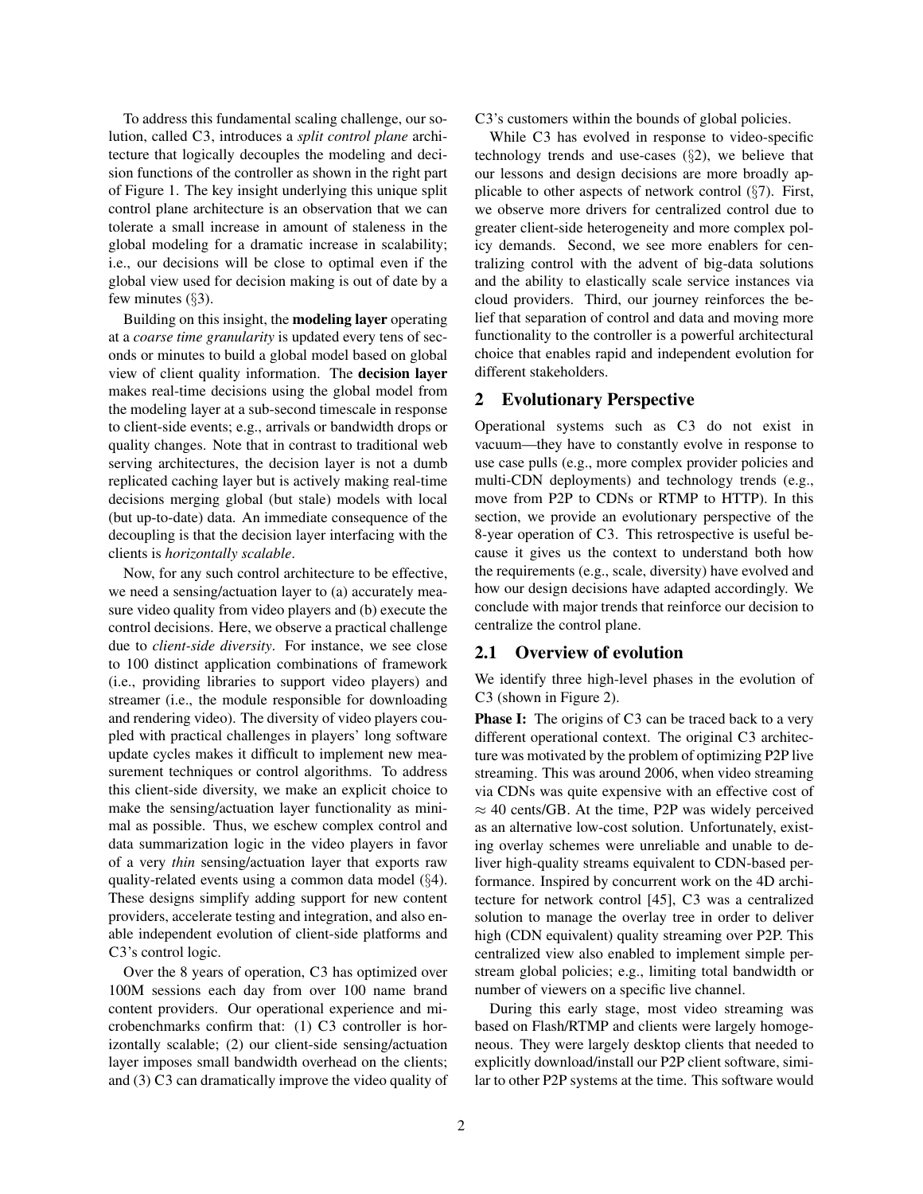To address this fundamental scaling challenge, our solution, called C3, introduces a *split control plane* architecture that logically decouples the modeling and decision functions of the controller as shown in the right part of Figure 1. The key insight underlying this unique split control plane architecture is an observation that we can tolerate a small increase in amount of staleness in the global modeling for a dramatic increase in scalability; i.e., our decisions will be close to optimal even if the global view used for decision making is out of date by a few minutes (§3).

Building on this insight, the **modeling layer** operating at a *coarse time granularity* is updated every tens of seconds or minutes to build a global model based on global view of client quality information. The **decision layer** makes real-time decisions using the global model from the modeling layer at a sub-second timescale in response to client-side events; e.g., arrivals or bandwidth drops or quality changes. Note that in contrast to traditional web serving architectures, the decision layer is not a dumb replicated caching layer but is actively making real-time decisions merging global (but stale) models with local (but up-to-date) data. An immediate consequence of the decoupling is that the decision layer interfacing with the clients is *horizontally scalable*.

Now, for any such control architecture to be effective, we need a sensing/actuation layer to (a) accurately measure video quality from video players and (b) execute the control decisions. Here, we observe a practical challenge due to *client-side diversity*. For instance, we see close to 100 distinct application combinations of framework (i.e., providing libraries to support video players) and streamer (i.e., the module responsible for downloading and rendering video). The diversity of video players coupled with practical challenges in players' long software update cycles makes it difficult to implement new measurement techniques or control algorithms. To address this client-side diversity, we make an explicit choice to make the sensing/actuation layer functionality as minimal as possible. Thus, we eschew complex control and data summarization logic in the video players in favor of a very *thin* sensing/actuation layer that exports raw quality-related events using a common data model (§4). These designs simplify adding support for new content providers, accelerate testing and integration, and also enable independent evolution of client-side platforms and C3's control logic.

Over the 8 years of operation, C3 has optimized over 100M sessions each day from over 100 name brand content providers. Our operational experience and microbenchmarks confirm that: (1) C3 controller is horizontally scalable; (2) our client-side sensing/actuation layer imposes small bandwidth overhead on the clients; and (3) C3 can dramatically improve the video quality of C3's customers within the bounds of global policies.

While C3 has evolved in response to video-specific technology trends and use-cases (§2), we believe that our lessons and design decisions are more broadly applicable to other aspects of network control (§7). First, we observe more drivers for centralized control due to greater client-side heterogeneity and more complex policy demands. Second, we see more enablers for centralizing control with the advent of big-data solutions and the ability to elastically scale service instances via cloud providers. Third, our journey reinforces the belief that separation of control and data and moving more functionality to the controller is a powerful architectural choice that enables rapid and independent evolution for different stakeholders.

## 2 Evolutionary Perspective

Operational systems such as C3 do not exist in vacuum—they have to constantly evolve in response to use case pulls (e.g., more complex provider policies and multi-CDN deployments) and technology trends (e.g., move from P2P to CDNs or RTMP to HTTP). In this section, we provide an evolutionary perspective of the 8-year operation of C3. This retrospective is useful because it gives us the context to understand both how the requirements (e.g., scale, diversity) have evolved and how our design decisions have adapted accordingly. We conclude with major trends that reinforce our decision to centralize the control plane.

### 2.1 Overview of evolution

We identify three high-level phases in the evolution of C3 (shown in Figure 2).

**Phase I:** The origins of C3 can be traced back to a very different operational context. The original C3 architecture was motivated by the problem of optimizing P2P live streaming. This was around 2006, when video streaming via CDNs was quite expensive with an effective cost of $\approx$ 40 cents/GB. At the time, P2P was widely perceived as an alternative low-cost solution. Unfortunately, existing overlay schemes were unreliable and unable to deliver high-quality streams equivalent to CDN-based performance. Inspired by concurrent work on the 4D architecture for network control [45], C3 was a centralized solution to manage the overlay tree in order to deliver high (CDN equivalent) quality streaming over P2P. This centralized view also enabled to implement simple per-stream global policies; e.g., limiting total bandwidth or number of viewers on a specific live channel.

During this early stage, most video streaming was based on Flash/RTMP and clients were largely homogeneous. They were largely desktop clients that needed to explicitly download/install our P2P client software, similar to other P2P systems at the time. This software would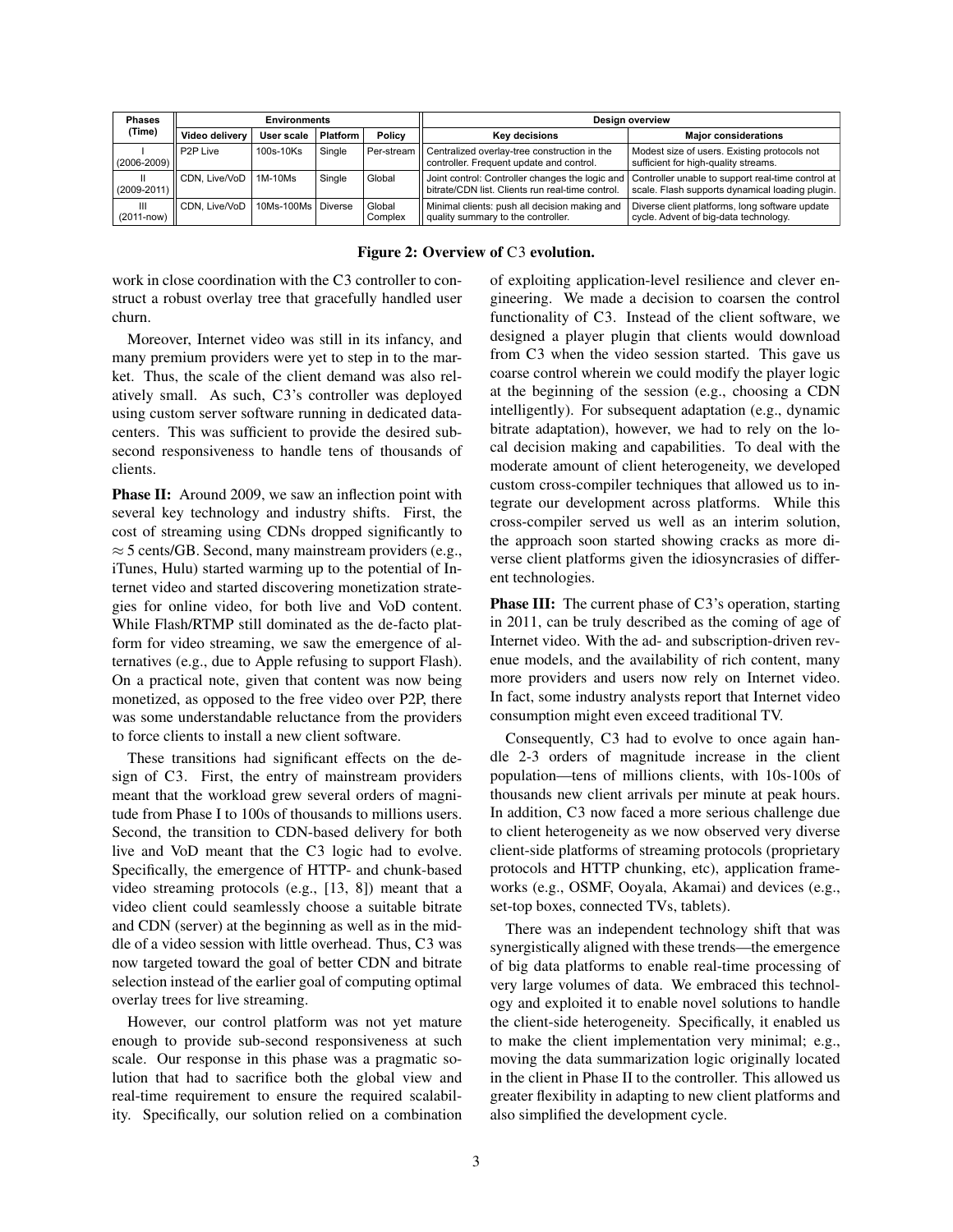| Phases (Time) | Environments | | | | Design overview | |
|---|---|---|---|---|---|---|
| | Video delivery | User scale | Platform | Policy | Key decisions | Major considerations |
| I (2006-2009) | P2P Live | 100s-10Ks | Single | Per-stream | Centralized overlay-tree construction in the controller. Frequent update and control. | Modest size of users. Existing protocols not sufficient for high-quality streams. |
| II (2009-2011) | CDN, Live/VoD | 1M-10Ms | Single | Global | Joint control: Controller changes the logic and bitrate/CDN list. Clients run real-time control. | Controller unable to support real-time control at scale. Flash supports dynamical loading plugin. |
| III (2011-now) | CDN, Live/VoD | 10Ms-100Ms | Diverse | Global Complex | Minimal clients: push all decision making and quality summary to the controller. | Diverse client platforms, long software update cycle. Advent of big-data technology. |

**Figure 2: Overview of C3 evolution.**

work in close coordination with the C3 controller to construct a robust overlay tree that gracefully handled user churn.

Moreover, Internet video was still in its infancy, and many premium providers were yet to step in to the market. Thus, the scale of the client demand was also relatively small. As such, C3's controller was deployed using custom server software running in dedicated datacenters. This was sufficient to provide the desired subsecond responsiveness to handle tens of thousands of clients.

**Phase II:** Around 2009, we saw an inflection point with several key technology and industry shifts. First, the cost of streaming using CDNs dropped significantly to $\approx 5$ cents/GB. Second, many mainstream providers (e.g., iTunes, Hulu) started warming up to the potential of Internet video and started discovering monetization strategies for online video, for both live and VoD content. While Flash/RTMP still dominated as the de-facto platform for video streaming, we saw the emergence of alternatives (e.g., due to Apple refusing to support Flash). On a practical note, given that content was now being monetized, as opposed to the free video over P2P, there was some understandable reluctance from the providers to force clients to install a new client software.

These transitions had significant effects on the design of C3. First, the entry of mainstream providers meant that the workload grew several orders of magnitude from Phase I to 100s of thousands to millions users. Second, the transition to CDN-based delivery for both live and VoD meant that the C3 logic had to evolve. Specifically, the emergence of HTTP- and chunk-based video streaming protocols (e.g., [13, 8]) meant that a video client could seamlessly choose a suitable bitrate and CDN (server) at the beginning as well as in the middle of a video session with little overhead. Thus, C3 was now targeted toward the goal of better CDN and bitrate selection instead of the earlier goal of computing optimal overlay trees for live streaming.

However, our control platform was not yet mature enough to provide sub-second responsiveness at such scale. Our response in this phase was a pragmatic solution that had to sacrifice both the global view and real-time requirement to ensure the required scalability. Specifically, our solution relied on a combination of exploiting application-level resilience and clever engineering. We made a decision to coarsen the control functionality of C3. Instead of the client software, we designed a player plugin that clients would download from C3 when the video session started. This gave us coarse control wherein we could modify the player logic at the beginning of the session (e.g., choosing a CDN intelligently). For subsequent adaptation (e.g., dynamic bitrate adaptation), however, we had to rely on the local decision making and capabilities. To deal with the moderate amount of client heterogeneity, we developed custom cross-compiler techniques that allowed us to integrate our development across platforms. While this cross-compiler served us well as an interim solution, the approach soon started showing cracks as more diverse client platforms given the idiosyncrasies of different technologies.

**Phase III:** The current phase of C3's operation, starting in 2011, can be truly described as the coming of age of Internet video. With the ad- and subscription-driven revenue models, and the availability of rich content, many more providers and users now rely on Internet video. In fact, some industry analysts report that Internet video consumption might even exceed traditional TV.

Consequently, C3 had to evolve to once again handle 2-3 orders of magnitude increase in the client population—tens of millions clients, with 10s-100s of thousands new client arrivals per minute at peak hours. In addition, C3 now faced a more serious challenge due to client heterogeneity as we now observed very diverse client-side platforms of streaming protocols (proprietary protocols and HTTP chunking, etc), application frameworks (e.g., OSMF, Ooyala, Akamai) and devices (e.g., set-top boxes, connected TVs, tablets).

There was an independent technology shift that was synergistically aligned with these trends—the emergence of big data platforms to enable real-time processing of very large volumes of data. We embraced this technology and exploited it to enable novel solutions to handle the client-side heterogeneity. Specifically, it enabled us to make the client implementation very minimal; e.g., moving the data summarization logic originally located in the client in Phase II to the controller. This allowed us greater flexibility in adapting to new client platforms and also simplified the development cycle.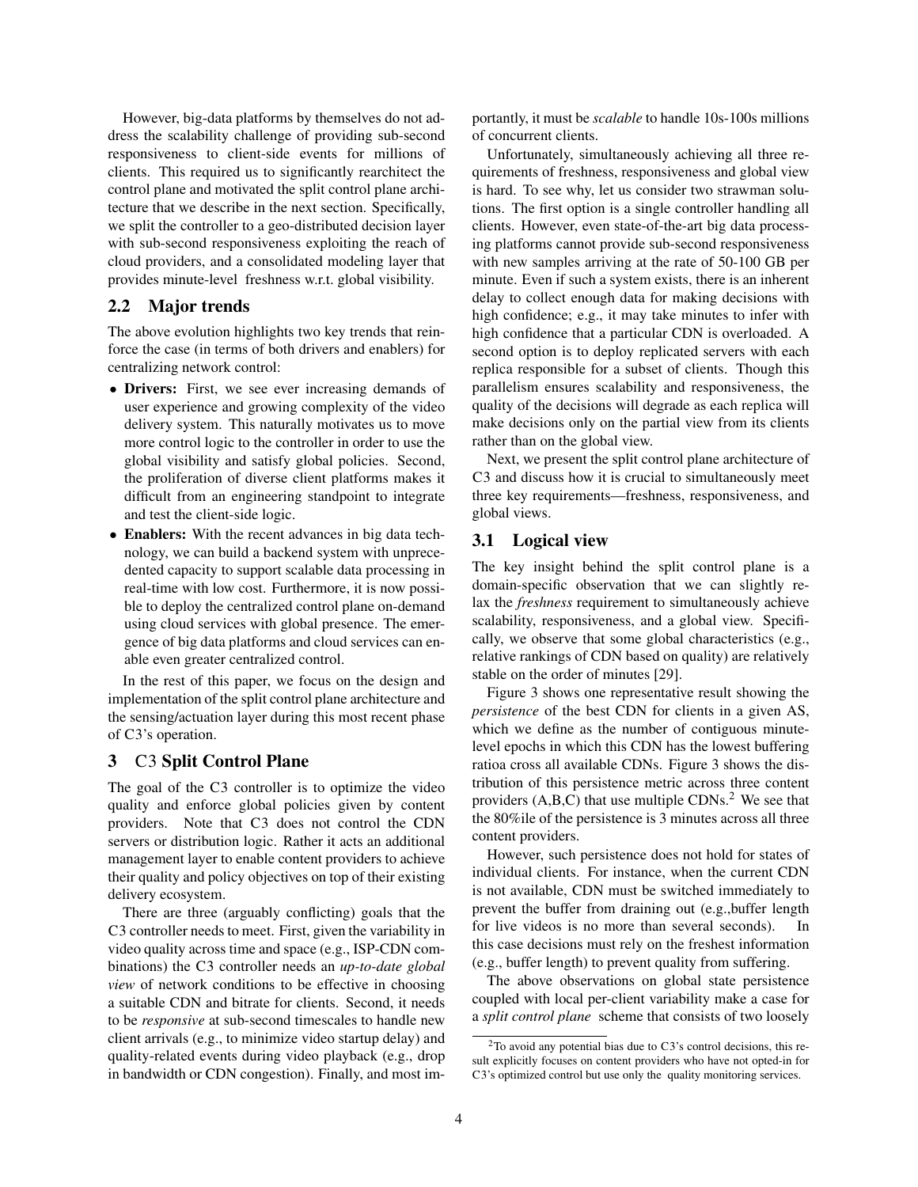However, big-data platforms by themselves do not address the scalability challenge of providing sub-second responsiveness to client-side events for millions of clients. This required us to significantly rearchitect the control plane and motivated the split control plane architecture that we describe in the next section. Specifically, we split the controller to a geo-distributed decision layer with sub-second responsiveness exploiting the reach of cloud providers, and a consolidated modeling layer that provides minute-level freshness w.r.t. global visibility.

## 2.2 Major trends

The above evolution highlights two key trends that reinforce the case (in terms of both drivers and enablers) for centralizing network control:

- **Drivers:** First, we see ever increasing demands of user experience and growing complexity of the video delivery system. This naturally motivates us to move more control logic to the controller in order to use the global visibility and satisfy global policies. Second, the proliferation of diverse client platforms makes it difficult from an engineering standpoint to integrate and test the client-side logic.
- **Enablers:** With the recent advances in big data technology, we can build a backend system with unprecedented capacity to support scalable data processing in real-time with low cost. Furthermore, it is now possible to deploy the centralized control plane on-demand using cloud services with global presence. The emergence of big data platforms and cloud services can enable even greater centralized control.

In the rest of this paper, we focus on the design and implementation of the split control plane architecture and the sensing/actuation layer during this most recent phase of C3's operation.

# 3 C3 Split Control Plane

The goal of the C3 controller is to optimize the video quality and enforce global policies given by content providers. Note that C3 does not control the CDN servers or distribution logic. Rather it acts an additional management layer to enable content providers to achieve their quality and policy objectives on top of their existing delivery ecosystem.

There are three (arguably conflicting) goals that the C3 controller needs to meet. First, given the variability in video quality across time and space (e.g., ISP-CDN combinations) the C3 controller needs an *up-to-date global view* of network conditions to be effective in choosing a suitable CDN and bitrate for clients. Second, it needs to be *responsive* at sub-second timescales to handle new client arrivals (e.g., to minimize video startup delay) and quality-related events during video playback (e.g., drop in bandwidth or CDN congestion). Finally, and most importantly, it must be *scalable* to handle 10s-100s millions of concurrent clients.

Unfortunately, simultaneously achieving all three requirements of freshness, responsiveness and global view is hard. To see why, let us consider two strawman solutions. The first option is a single controller handling all clients. However, even state-of-the-art big data processing platforms cannot provide sub-second responsiveness with new samples arriving at the rate of 50-100 GB per minute. Even if such a system exists, there is an inherent delay to collect enough data for making decisions with high confidence; e.g., it may take minutes to infer with high confidence that a particular CDN is overloaded. A second option is to deploy replicated servers with each replica responsible for a subset of clients. Though this parallelism ensures scalability and responsiveness, the quality of the decisions will degrade as each replica will make decisions only on the partial view from its clients rather than on the global view.

Next, we present the split control plane architecture of C3 and discuss how it is crucial to simultaneously meet three key requirements—freshness, responsiveness, and global views.

## 3.1 Logical view

The key insight behind the split control plane is a domain-specific observation that we can slightly relax the *freshness* requirement to simultaneously achieve scalability, responsiveness, and a global view. Specifically, we observe that some global characteristics (e.g., relative rankings of CDN based on quality) are relatively stable on the order of minutes [29].

Figure 3 shows one representative result showing the *persistence* of the best CDN for clients in a given AS, which we define as the number of contiguous minute-level epochs in which this CDN has the lowest buffering ratioa cross all available CDNs. Figure 3 shows the distribution of this persistence metric across three content providers (A,B,C) that use multiple CDNs.[2] We see that the 80%ile of the persistence is 3 minutes across all three content providers.

However, such persistence does not hold for states of individual clients. For instance, when the current CDN is not available, CDN must be switched immediately to prevent the buffer from draining out (e.g.,buffer length for live videos is no more than several seconds). In this case decisions must rely on the freshest information (e.g., buffer length) to prevent quality from suffering.

The above observations on global state persistence coupled with local per-client variability make a case for a *split control plane* scheme that consists of two loosely

[2] To avoid any potential bias due to C3's control decisions, this result explicitly focuses on content providers who have not opted-in for C3's optimized control but use only the quality monitoring services.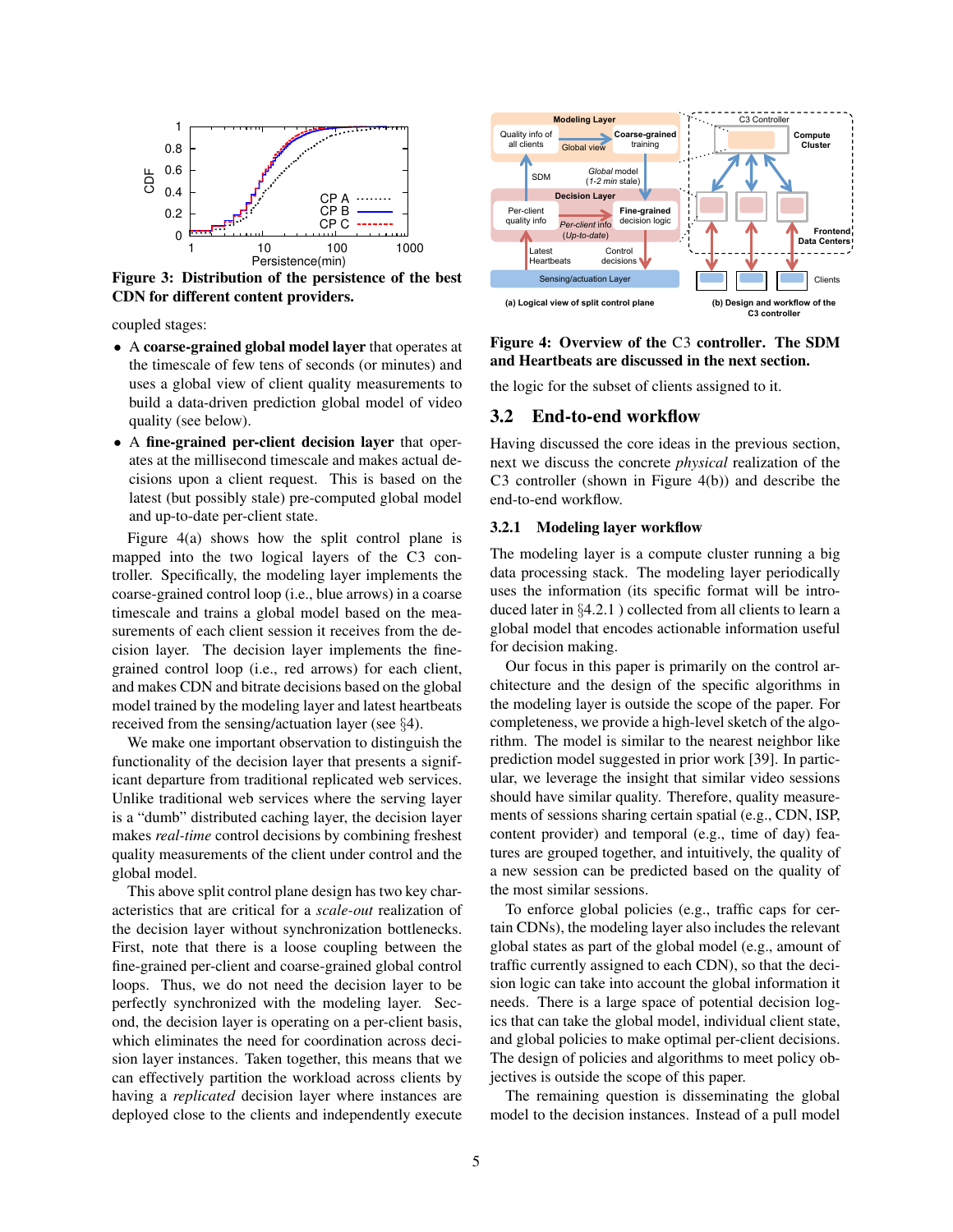Figure 3: Distribution of the persistence of the best CDN for different content providers.

coupled stages:

- A **coarse-grained global model layer** that operates at the timescale of few tens of seconds (or minutes) and uses a global view of client quality measurements to build a data-driven prediction global model of video quality (see below).
- A **fine-grained per-client decision layer** that operates at the millisecond timescale and makes actual decisions upon a client request. This is based on the latest (but possibly stale) pre-computed global model and up-to-date per-client state.

Figure 4(a) shows how the split control plane is mapped into the two logical layers of the C3 controller. Specifically, the modeling layer implements the coarse-grained control loop (i.e., blue arrows) in a coarse timescale and trains a global model based on the measurements of each client session it receives from the decision layer. The decision layer implements the fine-grained control loop (i.e., red arrows) for each client, and makes CDN and bitrate decisions based on the global model trained by the modeling layer and latest heartbeats received from the sensing/actuation layer (see §4).

We make one important observation to distinguish the functionality of the decision layer that presents a significant departure from traditional replicated web services. Unlike traditional web services where the serving layer is a "dumb" distributed caching layer, the decision layer makes *real-time* control decisions by combining freshest quality measurements of the client under control and the global model.

This above split control plane design has two key characteristics that are critical for a *scale-out* realization of the decision layer without synchronization bottlenecks. First, note that there is a loose coupling between the fine-grained per-client and coarse-grained global control loops. Thus, we do not need the decision layer to be perfectly synchronized with the modeling layer. Second, the decision layer is operating on a per-client basis, which eliminates the need for coordination across decision layer instances. Taken together, this means that we can effectively partition the workload across clients by having a *replicated* decision layer where instances are deployed close to the clients and independently execute the logic for the subset of clients assigned to it.

Figure 4: Overview of the C3 controller. The SDM and Heartbeats are discussed in the next section.

## 3.2 End-to-end workflow

Having discussed the core ideas in the previous section, next we discuss the concrete *physical* realization of the C3 controller (shown in Figure 4(b)) and describe the end-to-end workflow.

### 3.2.1 Modeling layer workflow

The modeling layer is a compute cluster running a big data processing stack. The modeling layer periodically uses the information (its specific format will be introduced later in §4.2.1 ) collected from all clients to learn a global model that encodes actionable information useful for decision making.

Our focus in this paper is primarily on the control architecture and the design of the specific algorithms in the modeling layer is outside the scope of the paper. For completeness, we provide a high-level sketch of the algorithm. The model is similar to the nearest neighbor like prediction model suggested in prior work [39]. In particular, we leverage the insight that similar video sessions should have similar quality. Therefore, quality measurements of sessions sharing certain spatial (e.g., CDN, ISP, content provider) and temporal (e.g., time of day) features are grouped together, and intuitively, the quality of a new session can be predicted based on the quality of the most similar sessions.

To enforce global policies (e.g., traffic caps for certain CDNs), the modeling layer also includes the relevant global states as part of the global model (e.g., amount of traffic currently assigned to each CDN), so that the decision logic can take into account the global information it needs. There is a large space of potential decision logics that can take the global model, individual client state, and global policies to make optimal per-client decisions. The design of policies and algorithms to meet policy objectives is outside the scope of this paper.

The remaining question is disseminating the global model to the decision instances. Instead of a pull model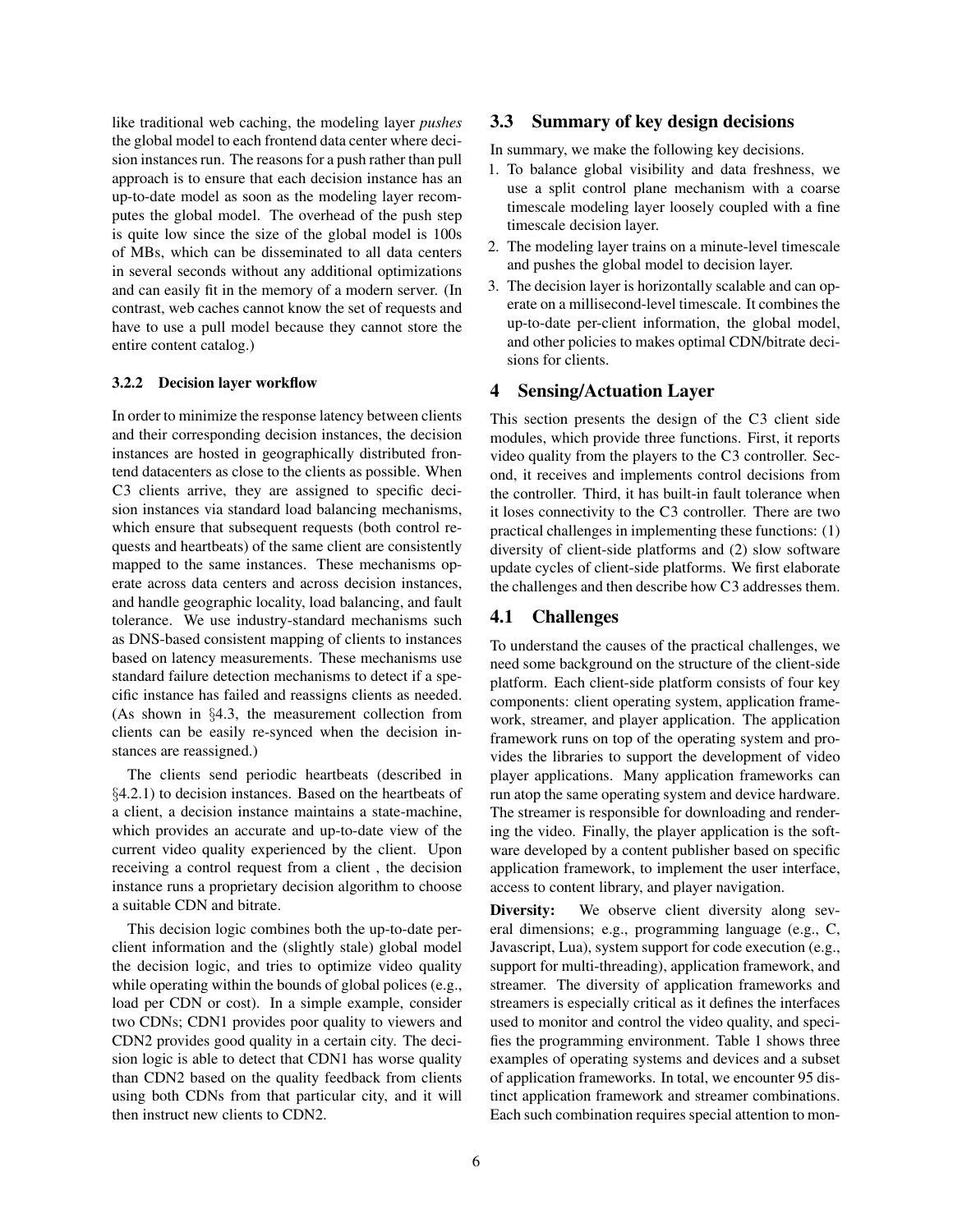like traditional web caching, the modeling layer *pushes* the global model to each frontend data center where decision instances run. The reasons for a push rather than pull approach is to ensure that each decision instance has an up-to-date model as soon as the modeling layer recomputes the global model. The overhead of the push step is quite low since the size of the global model is 100s of MBs, which can be disseminated to all data centers in several seconds without any additional optimizations and can easily fit in the memory of a modern server. (In contrast, web caches cannot know the set of requests and have to use a pull model because they cannot store the entire content catalog.)

#### 3.2.2 Decision layer workflow

In order to minimize the response latency between clients and their corresponding decision instances, the decision instances are hosted in geographically distributed frontend datacenters as close to the clients as possible. When C3 clients arrive, they are assigned to specific decision instances via standard load balancing mechanisms, which ensure that subsequent requests (both control requests and heartbeats) of the same client are consistently mapped to the same instances. These mechanisms operate across data centers and across decision instances, and handle geographic locality, load balancing, and fault tolerance. We use industry-standard mechanisms such as DNS-based consistent mapping of clients to instances based on latency measurements. These mechanisms use standard failure detection mechanisms to detect if a specific instance has failed and reassigns clients as needed. (As shown in §4.3, the measurement collection from clients can be easily re-synced when the decision instances are reassigned.)

The clients send periodic heartbeats (described in §4.2.1) to decision instances. Based on the heartbeats of a client, a decision instance maintains a state-machine, which provides an accurate and up-to-date view of the current video quality experienced by the client. Upon receiving a control request from a client , the decision instance runs a proprietary decision algorithm to choose a suitable CDN and bitrate.

This decision logic combines both the up-to-date per-client information and the (slightly stale) global model the decision logic, and tries to optimize video quality while operating within the bounds of global polices (e.g., load per CDN or cost). In a simple example, consider two CDNs; CDN1 provides poor quality to viewers and CDN2 provides good quality in a certain city. The decision logic is able to detect that CDN1 has worse quality than CDN2 based on the quality feedback from clients using both CDNs from that particular city, and it will then instruct new clients to CDN2.

### 3.3 Summary of key design decisions

In summary, we make the following key decisions.

1. To balance global visibility and data freshness, we use a split control plane mechanism with a coarse timescale modeling layer loosely coupled with a fine timescale decision layer.
2. The modeling layer trains on a minute-level timescale and pushes the global model to decision layer.
3. The decision layer is horizontally scalable and can operate on a millisecond-level timescale. It combines the up-to-date per-client information, the global model, and other policies to makes optimal CDN/bitrate decisions for clients.

## 4 Sensing/Actuation Layer

This section presents the design of the C3 client side modules, which provide three functions. First, it reports video quality from the players to the C3 controller. Second, it receives and implements control decisions from the controller. Third, it has built-in fault tolerance when it loses connectivity to the C3 controller. There are two practical challenges in implementing these functions: (1) diversity of client-side platforms and (2) slow software update cycles of client-side platforms. We first elaborate the challenges and then describe how C3 addresses them.

### 4.1 Challenges

To understand the causes of the practical challenges, we need some background on the structure of the client-side platform. Each client-side platform consists of four key components: client operating system, application framework, streamer, and player application. The application framework runs on top of the operating system and provides the libraries to support the development of video player applications. Many application frameworks can run atop the same operating system and device hardware. The streamer is responsible for downloading and rendering the video. Finally, the player application is the software developed by a content publisher based on specific application framework, to implement the user interface, access to content library, and player navigation.

**Diversity:** We observe client diversity along several dimensions; e.g., programming language (e.g., C, Javascript, Lua), system support for code execution (e.g., support for multi-threading), application framework, and streamer. The diversity of application frameworks and streamers is especially critical as it defines the interfaces used to monitor and control the video quality, and specifies the programming environment. Table 1 shows three examples of operating systems and devices and a subset of application frameworks. In total, we encounter 95 distinct application framework and streamer combinations. Each such combination requires special attention to mon-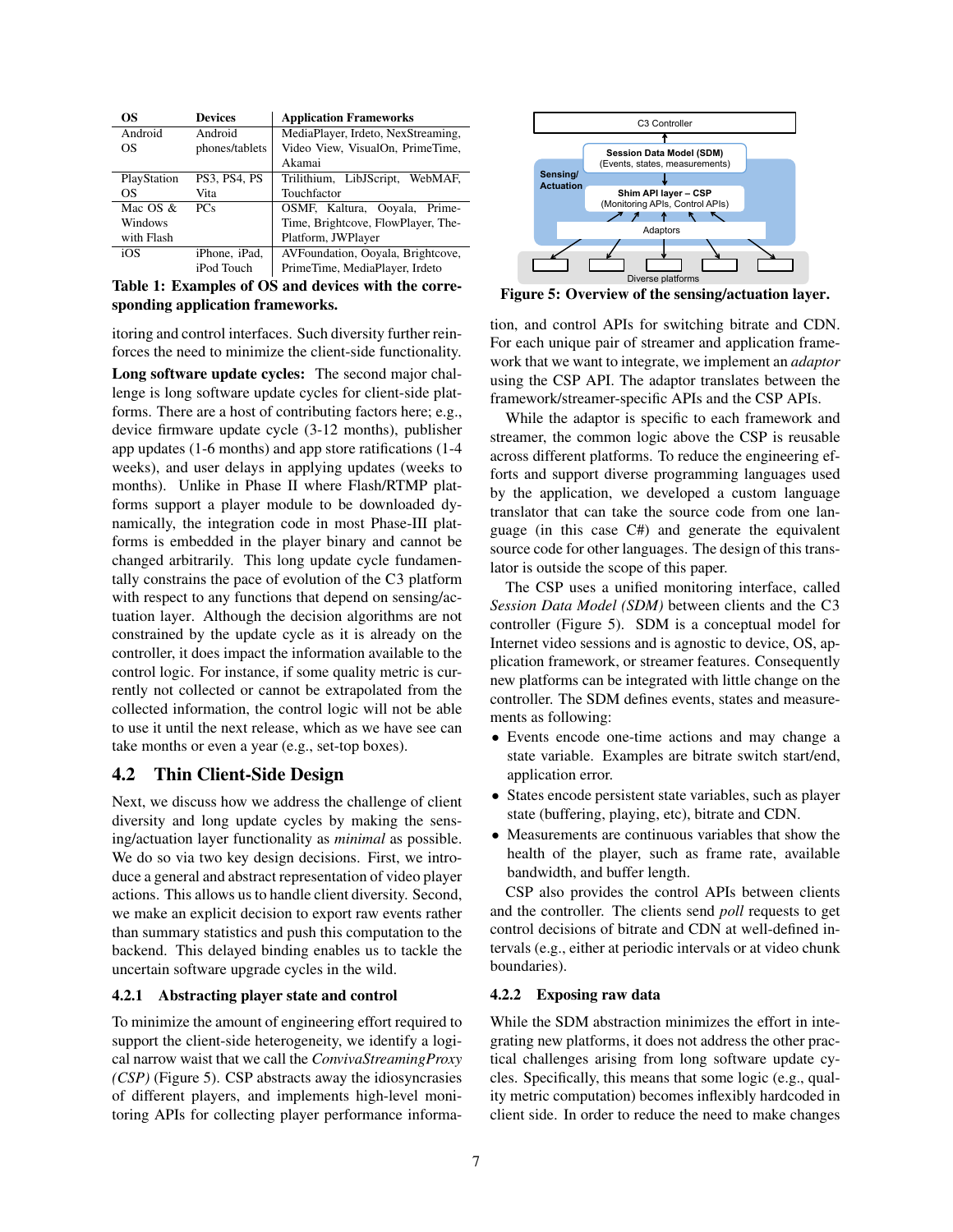| OS | Devices | Application Frameworks |
|---|---|---|
| Android OS | Android phones/tablets | MediaPlayer, Irdeto, NexStreaming, Video View, VisualOn, PrimeTime, Akamai |
| PlayStation OS | PS3, PS4, PS Vita | Trilithium, LibJScript, WebMAF, Touchfactor |
| Mac OS & Windows with Flash | PCs | OSMF, Kaltura, Ooyala, PrimeTime, Brightcove, FlowPlayer, ThePlatform, JWPlayer |
| iOS | iPhone, iPad, iPod Touch | AVFoundation, Ooyala, Brightcove, PrimeTime, MediaPlayer, Irdeto |

**Table 1: Examples of OS and devices with the corresponding application frameworks.**

itoring and control interfaces. Such diversity further reinforces the need to minimize the client-side functionality.

**Long software update cycles:** The second major challenge is long software update cycles for client-side platforms. There are a host of contributing factors here; e.g., device firmware update cycle (3-12 months), publisher app updates (1-6 months) and app store ratifications (1-4 weeks), and user delays in applying updates (weeks to months). Unlike in Phase II where Flash/RTMP platforms support a player module to be downloaded dynamically, the integration code in most Phase-III platforms is embedded in the player binary and cannot be changed arbitrarily. This long update cycle fundamentally constrains the pace of evolution of the C3 platform with respect to any functions that depend on sensing/actuation layer. Although the decision algorithms are not constrained by the update cycle as it is already on the controller, it does impact the information available to the control logic. For instance, if some quality metric is currently not collected or cannot be extrapolated from the collected information, the control logic will not be able to use it until the next release, which as we have see can take months or even a year (e.g., set-top boxes).

## 4.2 Thin Client-Side Design

Next, we discuss how we address the challenge of client diversity and long update cycles by making the sensing/actuation layer functionality as *minimal* as possible. We do so via two key design decisions. First, we introduce a general and abstract representation of video player actions. This allows us to handle client diversity. Second, we make an explicit decision to export raw events rather than summary statistics and push this computation to the backend. This delayed binding enables us to tackle the uncertain software upgrade cycles in the wild.

### 4.2.1 Abstracting player state and control

To minimize the amount of engineering effort required to support the client-side heterogeneity, we identify a logical narrow waist that we call the *ConvivaStreamingProxy (CSP)* (Figure 5). CSP abstracts away the idiosyncrasies of different players, and implements high-level monitoring APIs for collecting player performance information, and control APIs for switching bitrate and CDN. For each unique pair of streamer and application framework that we want to integrate, we implement an *adaptor* using the CSP API. The adaptor translates between the framework/streamer-specific APIs and the CSP APIs.

| C3 Controller |
|---|
| Session Data Model (SDM) (Events, states, measurements) |
| Sensing/Actuation: Shim API layer – CSP (Monitoring APIs, Control APIs) |
| Adaptors |
| Diverse platforms |

**Figure 5: Overview of the sensing/actuation layer.**

While the adaptor is specific to each framework and streamer, the common logic above the CSP is reusable across different platforms. To reduce the engineering efforts and support diverse programming languages used by the application, we developed a custom language translator that can take the source code from one language (in this case C#) and generate the equivalent source code for other languages. The design of this translator is outside the scope of this paper.

The CSP uses a unified monitoring interface, called *Session Data Model (SDM)* between clients and the C3 controller (Figure 5). SDM is a conceptual model for Internet video sessions and is agnostic to device, OS, application framework, or streamer features. Consequently new platforms can be integrated with little change on the controller. The SDM defines events, states and measurements as following:

- Events encode one-time actions and may change a state variable. Examples are bitrate switch start/end, application error.
- States encode persistent state variables, such as player state (buffering, playing, etc), bitrate and CDN.
- Measurements are continuous variables that show the health of the player, such as frame rate, available bandwidth, and buffer length.

CSP also provides the control APIs between clients and the controller. The clients send *poll* requests to get control decisions of bitrate and CDN at well-defined intervals (e.g., either at periodic intervals or at video chunk boundaries).

### 4.2.2 Exposing raw data

While the SDM abstraction minimizes the effort in integrating new platforms, it does not address the other practical challenges arising from long software update cycles. Specifically, this means that some logic (e.g., quality metric computation) becomes inflexibly hardcoded in client side. In order to reduce the need to make changes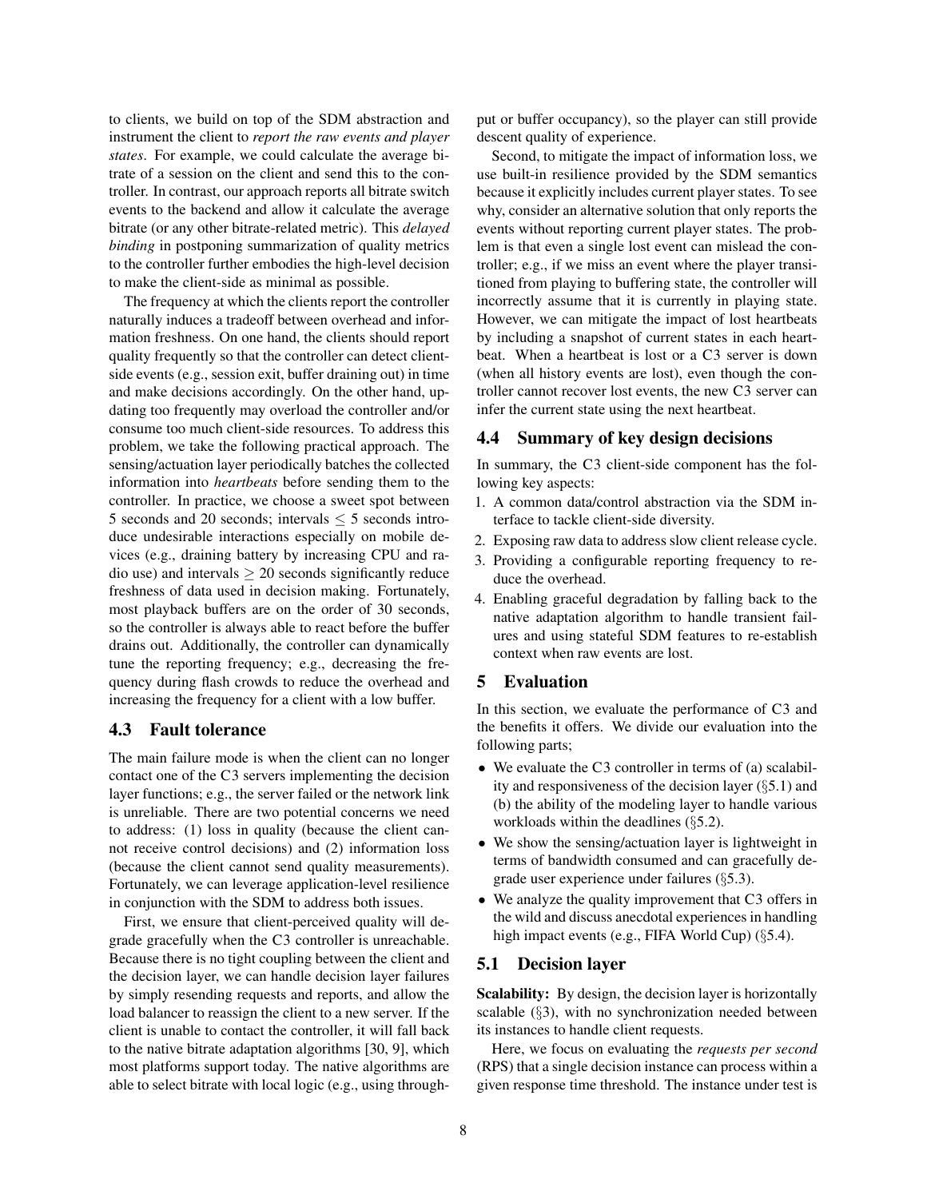to clients, we build on top of the SDM abstraction and instrument the client to *report the raw events and player states*. For example, we could calculate the average bitrate of a session on the client and send this to the controller. In contrast, our approach reports all bitrate switch events to the backend and allow it calculate the average bitrate (or any other bitrate-related metric). This *delayed binding* in postponing summarization of quality metrics to the controller further embodies the high-level decision to make the client-side as minimal as possible.

The frequency at which the clients report the controller naturally induces a tradeoff between overhead and information freshness. On one hand, the clients should report quality frequently so that the controller can detect client-side events (e.g., session exit, buffer draining out) in time and make decisions accordingly. On the other hand, updating too frequently may overload the controller and/or consume too much client-side resources. To address this problem, we take the following practical approach. The sensing/actuation layer periodically batches the collected information into *heartbeats* before sending them to the controller. In practice, we choose a sweet spot between 5 seconds and 20 seconds; intervals $\leq 5$ seconds introduce undesirable interactions especially on mobile devices (e.g., draining battery by increasing CPU and radio use) and intervals $\geq 20$ seconds significantly reduce freshness of data used in decision making. Fortunately, most playback buffers are on the order of 30 seconds, so the controller is always able to react before the buffer drains out. Additionally, the controller can dynamically tune the reporting frequency; e.g., decreasing the frequency during flash crowds to reduce the overhead and increasing the frequency for a client with a low buffer.

### 4.3 Fault tolerance

The main failure mode is when the client can no longer contact one of the C3 servers implementing the decision layer functions; e.g., the server failed or the network link is unreliable. There are two potential concerns we need to address: (1) loss in quality (because the client cannot receive control decisions) and (2) information loss (because the client cannot send quality measurements). Fortunately, we can leverage application-level resilience in conjunction with the SDM to address both issues.

First, we ensure that client-perceived quality will degrade gracefully when the C3 controller is unreachable. Because there is no tight coupling between the client and the decision layer, we can handle decision layer failures by simply resending requests and reports, and allow the load balancer to reassign the client to a new server. If the client is unable to contact the controller, it will fall back to the native bitrate adaptation algorithms [30, 9], which most platforms support today. The native algorithms are able to select bitrate with local logic (e.g., using throughput or buffer occupancy), so the player can still provide descent quality of experience.

Second, to mitigate the impact of information loss, we use built-in resilience provided by the SDM semantics because it explicitly includes current player states. To see why, consider an alternative solution that only reports the events without reporting current player states. The problem is that even a single lost event can mislead the controller; e.g., if we miss an event where the player transitioned from playing to buffering state, the controller will incorrectly assume that it is currently in playing state. However, we can mitigate the impact of lost heartbeats by including a snapshot of current states in each heartbeat. When a heartbeat is lost or a C3 server is down (when all history events are lost), even though the controller cannot recover lost events, the new C3 server can infer the current state using the next heartbeat.

### 4.4 Summary of key design decisions

In summary, the C3 client-side component has the following key aspects:

1. A common data/control abstraction via the SDM interface to tackle client-side diversity.
2. Exposing raw data to address slow client release cycle.
3. Providing a configurable reporting frequency to reduce the overhead.
4. Enabling graceful degradation by falling back to the native adaptation algorithm to handle transient failures and using stateful SDM features to re-establish context when raw events are lost.

## 5 Evaluation

In this section, we evaluate the performance of C3 and the benefits it offers. We divide our evaluation into the following parts;

- We evaluate the C3 controller in terms of (a) scalability and responsiveness of the decision layer (§5.1) and (b) the ability of the modeling layer to handle various workloads within the deadlines (§5.2).
- We show the sensing/actuation layer is lightweight in terms of bandwidth consumed and can gracefully degrade user experience under failures (§5.3).
- We analyze the quality improvement that C3 offers in the wild and discuss anecdotal experiences in handling high impact events (e.g., FIFA World Cup) (§5.4).

### 5.1 Decision layer

**Scalability:** By design, the decision layer is horizontally scalable (§3), with no synchronization needed between its instances to handle client requests.

Here, we focus on evaluating the *requests per second* (RPS) that a single decision instance can process within a given response time threshold. The instance under test is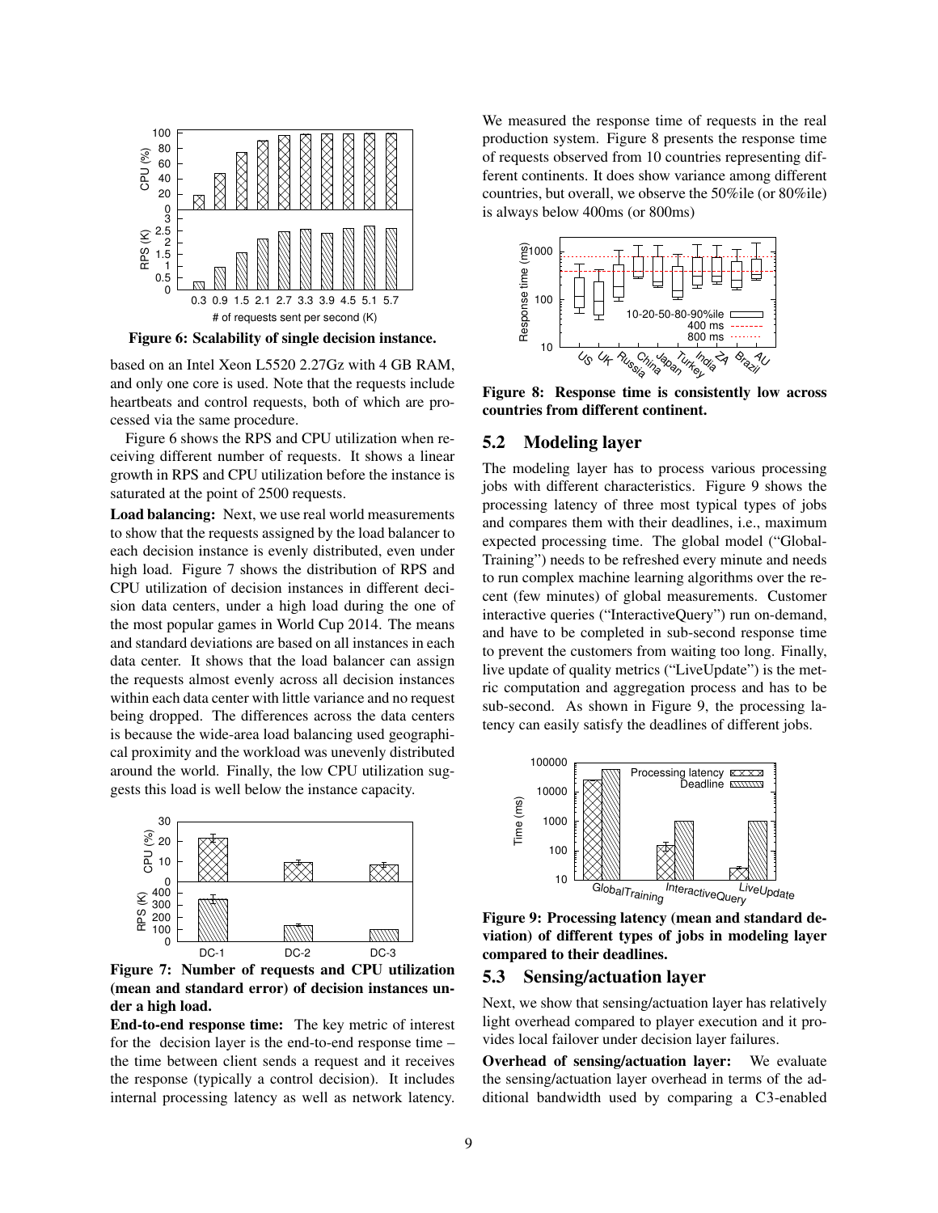Figure 6: Scalability of single decision instance.

based on an Intel Xeon L5520 2.27Gz with 4 GB RAM, and only one core is used. Note that the requests include heartbeats and control requests, both of which are processed via the same procedure.

Figure 6 shows the RPS and CPU utilization when receiving different number of requests. It shows a linear growth in RPS and CPU utilization before the instance is saturated at the point of 2500 requests.

**Load balancing:** Next, we use real world measurements to show that the requests assigned by the load balancer to each decision instance is evenly distributed, even under high load. Figure 7 shows the distribution of RPS and CPU utilization of decision instances in different decision data centers, under a high load during the one of the most popular games in World Cup 2014. The means and standard deviations are based on all instances in each data center. It shows that the load balancer can assign the requests almost evenly across all decision instances within each data center with little variance and no request being dropped. The differences across the data centers is because the wide-area load balancing used geographical proximity and the workload was unevenly distributed around the world. Finally, the low CPU utilization suggests this load is well below the instance capacity.

Figure 7: Number of requests and CPU utilization (mean and standard error) of decision instances under a high load.

**End-to-end response time:** The key metric of interest for the decision layer is the end-to-end response time – the time between client sends a request and it receives the response (typically a control decision). It includes internal processing latency as well as network latency. We measured the response time of requests in the real production system. Figure 8 presents the response time of requests observed from 10 countries representing different continents. It does show variance among different countries, but overall, we observe the 50%ile (or 80%ile) is always below 400ms (or 800ms)

Figure 8: Response time is consistently low across countries from different continent.

## 5.2 Modeling layer

The modeling layer has to process various processing jobs with different characteristics. Figure 9 shows the processing latency of three most typical types of jobs and compares them with their deadlines, i.e., maximum expected processing time. The global model ("Global-Training") needs to be refreshed every minute and needs to run complex machine learning algorithms over the recent (few minutes) of global measurements. Customer interactive queries ("InteractiveQuery") run on-demand, and have to be completed in sub-second response time to prevent the customers from waiting too long. Finally, live update of quality metrics ("LiveUpdate") is the metric computation and aggregation process and has to be sub-second. As shown in Figure 9, the processing latency can easily satisfy the deadlines of different jobs.

Figure 9: Processing latency (mean and standard deviation) of different types of jobs in modeling layer compared to their deadlines.

## 5.3 Sensing/actuation layer

Next, we show that sensing/actuation layer has relatively light overhead compared to player execution and it provides local failover under decision layer failures.

**Overhead of sensing/actuation layer:** We evaluate the sensing/actuation layer overhead in terms of the additional bandwidth used by comparing a C3-enabled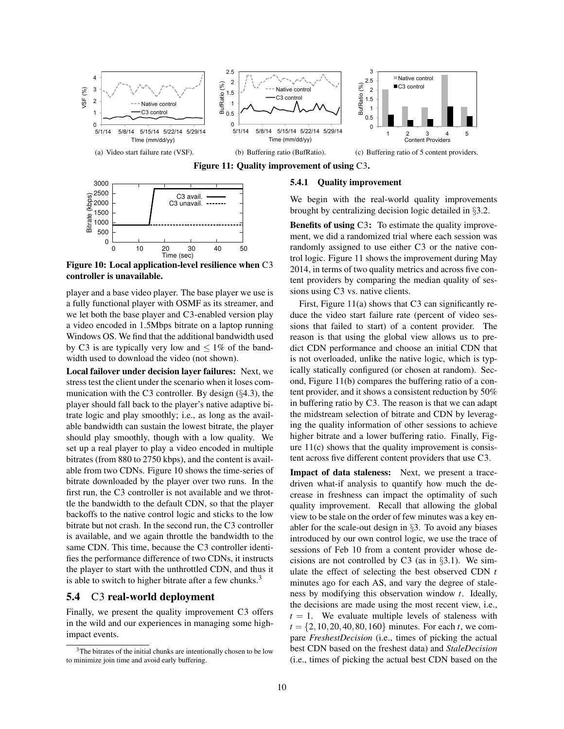Figure 11: Quality improvement of using C3.

(a) Video start failure rate (VSF). (b) Buffering ratio (BufRatio). (c) Buffering ratio of 5 content providers.

Figure 10: Local application-level resilience when C3 controller is unavailable.

player and a base video player. The base player we use is a fully functional player with OSMF as its streamer, and we let both the base player and C3-enabled version play a video encoded in 1.5Mbps bitrate on a laptop running Windows OS. We find that the additional bandwidth used by C3 is are typically very low and $\leq 1\%$ of the bandwidth used to download the video (not shown).

**Local failover under decision layer failures:** Next, we stress test the client under the scenario when it loses communication with the C3 controller. By design (§4.3), the player should fall back to the player's native adaptive bitrate logic and play smoothly; i.e., as long as the available bandwidth can sustain the lowest bitrate, the player should play smoothly, though with a low quality. We set up a real player to play a video encoded in multiple bitrates (from 880 to 2750 kbps), and the content is available from two CDNs. Figure 10 shows the time-series of bitrate downloaded by the player over two runs. In the first run, the C3 controller is not available and we throttle the bandwidth to the default CDN, so that the player backoffs to the native control logic and sticks to the low bitrate but not crash. In the second run, the C3 controller is available, and we again throttle the bandwidth to the same CDN. This time, because the C3 controller identifies the performance difference of two CDNs, it instructs the player to start with the unthrottled CDN, and thus it is able to switch to higher bitrate after a few chunks.[3]

## 5.4 C3 real-world deployment

Finally, we present the quality improvement C3 offers in the wild and our experiences in managing some high-impact events.

[3] The bitrates of the initial chunks are intentionally chosen to be low to minimize join time and avoid early buffering.

### 5.4.1 Quality improvement

We begin with the real-world quality improvements brought by centralizing decision logic detailed in §3.2.

**Benefits of using C3:** To estimate the quality improvement, we did a randomized trial where each session was randomly assigned to use either C3 or the native control logic. Figure 11 shows the improvement during May 2014, in terms of two quality metrics and across five content providers by comparing the median quality of sessions using C3 vs. native clients.

First, Figure 11(a) shows that C3 can significantly reduce the video start failure rate (percent of video sessions that failed to start) of a content provider. The reason is that using the global view allows us to predict CDN performance and choose an initial CDN that is not overloaded, unlike the native logic, which is typically statically configured (or chosen at random). Second, Figure 11(b) compares the buffering ratio of a content provider, and it shows a consistent reduction by 50% in buffering ratio by C3. The reason is that we can adapt the midstream selection of bitrate and CDN by leveraging the quality information of other sessions to achieve higher bitrate and a lower buffering ratio. Finally, Figure 11(c) shows that the quality improvement is consistent across five different content providers that use C3.

**Impact of data staleness:** Next, we present a trace-driven what-if analysis to quantify how much the decrease in freshness can impact the optimality of such quality improvement. Recall that allowing the global view to be stale on the order of few minutes was a key enabler for the scale-out design in §3. To avoid any biases introduced by our own control logic, we use the trace of sessions of Feb 10 from a content provider whose decisions are not controlled by C3 (as in §3.1). We simulate the effect of selecting the best observed CDN $t$ minutes ago for each AS, and vary the degree of staleness by modifying this observation window $t$. Ideally, the decisions are made using the most recent view, i.e., $t = 1$. We evaluate multiple levels of staleness with $t = \{2, 10, 20, 40, 80, 160\}$ minutes. For each $t$, we compare *FreshestDecision* (i.e., times of picking the actual best CDN based on the freshest data) and *StaleDecision* (i.e., times of picking the actual best CDN based on the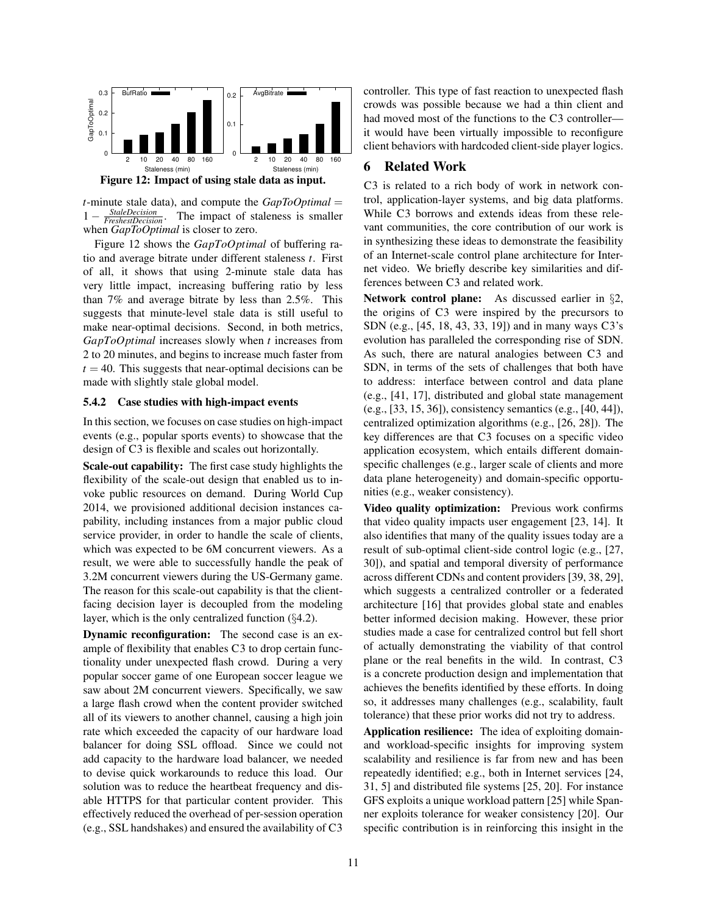Figure 12: Impact of using stale data as input.

$t$-minute stale data), and compute the $GapToOptimal = 1 - \frac{StaleDecision}{FreshestDecision}$. The impact of staleness is smaller when $GapToOptimal$ is closer to zero.

Figure 12 shows the $GapToOptimal$ of buffering ratio and average bitrate under different staleness $t$. First of all, it shows that using 2-minute stale data has very little impact, increasing buffering ratio by less than 7% and average bitrate by less than 2.5%. This suggests that minute-level stale data is still useful to make near-optimal decisions. Second, in both metrics, $GapToOptimal$ increases slowly when $t$ increases from 2 to 20 minutes, and begins to increase much faster from $t = 40$. This suggests that near-optimal decisions can be made with slightly stale global model.

### 5.4.2 Case studies with high-impact events

In this section, we focuses on case studies on high-impact events (e.g., popular sports events) to showcase that the design of C3 is flexible and scales out horizontally.

**Scale-out capability:** The first case study highlights the flexibility of the scale-out design that enabled us to invoke public resources on demand. During World Cup 2014, we provisioned additional decision instances capability, including instances from a major public cloud service provider, in order to handle the scale of clients, which was expected to be 6M concurrent viewers. As a result, we were able to successfully handle the peak of 3.2M concurrent viewers during the US-Germany game. The reason for this scale-out capability is that the client-facing decision layer is decoupled from the modeling layer, which is the only centralized function (§4.2).

**Dynamic reconfiguration:** The second case is an example of flexibility that enables C3 to drop certain functionality under unexpected flash crowd. During a very popular soccer game of one European soccer league we saw about 2M concurrent viewers. Specifically, we saw a large flash crowd when the content provider switched all of its viewers to another channel, causing a high join rate which exceeded the capacity of our hardware load balancer for doing SSL offload. Since we could not add capacity to the hardware load balancer, we needed to devise quick workarounds to reduce this load. Our solution was to reduce the heartbeat frequency and disable HTTPS for that particular content provider. This effectively reduced the overhead of per-session operation (e.g., SSL handshakes) and ensured the availability of C3 controller. This type of fast reaction to unexpected flash crowds was possible because we had a thin client and had moved most of the functions to the C3 controller—it would have been virtually impossible to reconfigure client behaviors with hardcoded client-side player logics.

## 6 Related Work

C3 is related to a rich body of work in network control, application-layer systems, and big data platforms. While C3 borrows and extends ideas from these relevant communities, the core contribution of our work is in synthesizing these ideas to demonstrate the feasibility of an Internet-scale control plane architecture for Internet video. We briefly describe key similarities and differences between C3 and related work.

**Network control plane:** As discussed earlier in §2, the origins of C3 were inspired by the precursors to SDN (e.g., [45, 18, 43, 33, 19]) and in many ways C3's evolution has paralleled the corresponding rise of SDN. As such, there are natural analogies between C3 and SDN, in terms of the sets of challenges that both have to address: interface between control and data plane (e.g., [41, 17], distributed and global state management (e.g., [33, 15, 36]), consistency semantics (e.g., [40, 44]), centralized optimization algorithms (e.g., [26, 28]). The key differences are that C3 focuses on a specific video application ecosystem, which entails different domain-specific challenges (e.g., larger scale of clients and more data plane heterogeneity) and domain-specific opportunities (e.g., weaker consistency).

**Video quality optimization:** Previous work confirms that video quality impacts user engagement [23, 14]. It also identifies that many of the quality issues today are a result of sub-optimal client-side control logic (e.g., [27, 30]), and spatial and temporal diversity of performance across different CDNs and content providers [39, 38, 29], which suggests a centralized controller or a federated architecture [16] that provides global state and enables better informed decision making. However, these prior studies made a case for centralized control but fell short of actually demonstrating the viability of that control plane or the real benefits in the wild. In contrast, C3 is a concrete production design and implementation that achieves the benefits identified by these efforts. In doing so, it addresses many challenges (e.g., scalability, fault tolerance) that these prior works did not try to address.

**Application resilience:** The idea of exploiting domain- and workload-specific insights for improving system scalability and resilience is far from new and has been repeatedly identified; e.g., both in Internet services [24, 31, 5] and distributed file systems [25, 20]. For instance GFS exploits a unique workload pattern [25] while Spanner exploits tolerance for weaker consistency [20]. Our specific contribution is in reinforcing this insight in the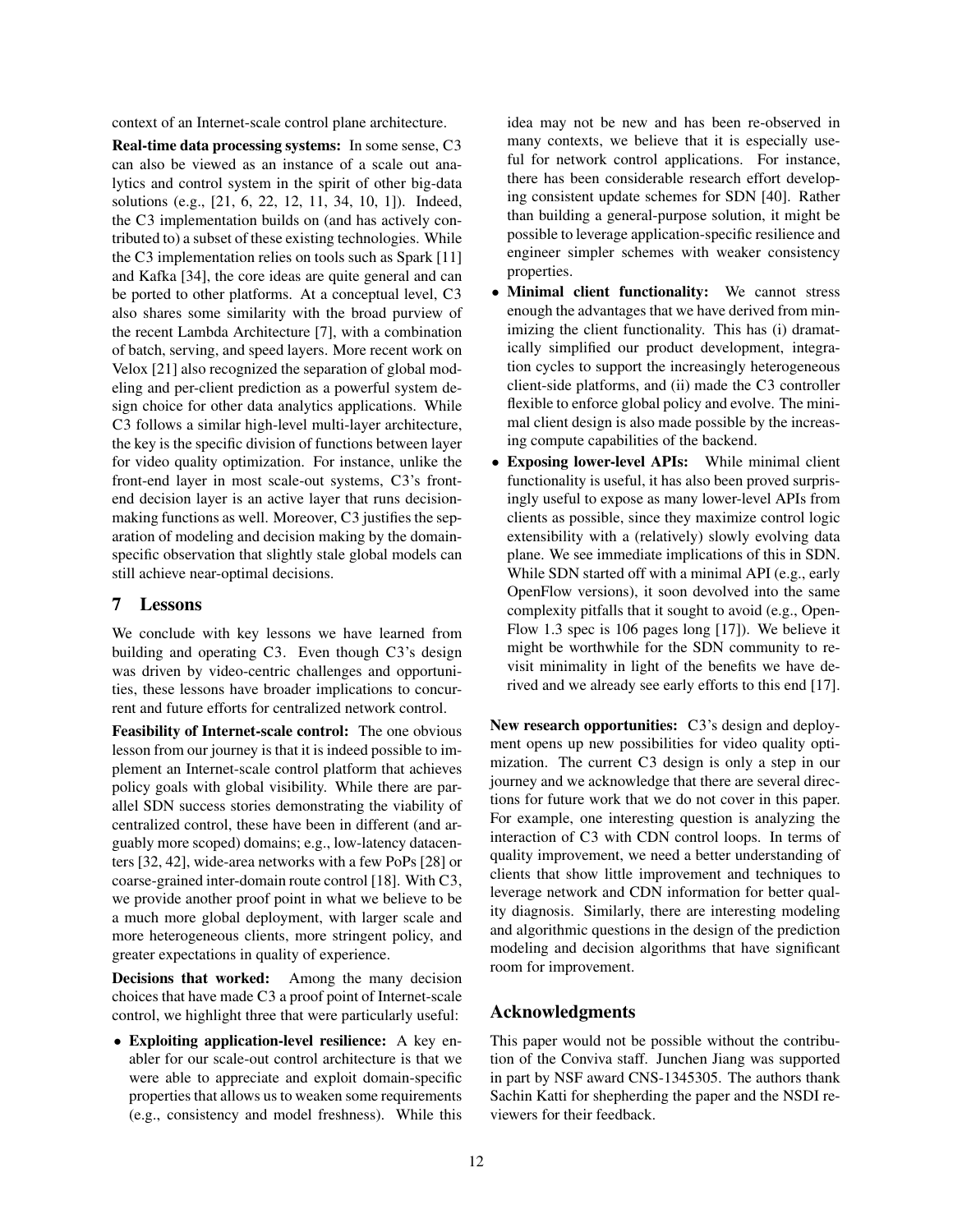context of an Internet-scale control plane architecture.

**Real-time data processing systems:** In some sense, C3 can also be viewed as an instance of a scale out analytics and control system in the spirit of other big-data solutions (e.g., [21, 6, 22, 12, 11, 34, 10, 1]). Indeed, the C3 implementation builds on (and has actively contributed to) a subset of these existing technologies. While the C3 implementation relies on tools such as Spark [11] and Kafka [34], the core ideas are quite general and can be ported to other platforms. At a conceptual level, C3 also shares some similarity with the broad purview of the recent Lambda Architecture [7], with a combination of batch, serving, and speed layers. More recent work on Velox [21] also recognized the separation of global modeling and per-client prediction as a powerful system design choice for other data analytics applications. While C3 follows a similar high-level multi-layer architecture, the key is the specific division of functions between layer for video quality optimization. For instance, unlike the front-end layer in most scale-out systems, C3's front-end decision layer is an active layer that runs decision-making functions as well. Moreover, C3 justifies the separation of modeling and decision making by the domain-specific observation that slightly stale global models can still achieve near-optimal decisions.

## 7 Lessons

We conclude with key lessons we have learned from building and operating C3. Even though C3's design was driven by video-centric challenges and opportunities, these lessons have broader implications to concurrent and future efforts for centralized network control.

**Feasibility of Internet-scale control:** The one obvious lesson from our journey is that it is indeed possible to implement an Internet-scale control platform that achieves policy goals with global visibility. While there are parallel SDN success stories demonstrating the viability of centralized control, these have been in different (and arguably more scoped) domains; e.g., low-latency datacenters [32, 42], wide-area networks with a few PoPs [28] or coarse-grained inter-domain route control [18]. With C3, we provide another proof point in what we believe to be a much more global deployment, with larger scale and more heterogeneous clients, more stringent policy, and greater expectations in quality of experience.

**Decisions that worked:** Among the many decision choices that have made C3 a proof point of Internet-scale control, we highlight three that were particularly useful:

- **Exploiting application-level resilience:** A key enabler for our scale-out control architecture is that we were able to appreciate and exploit domain-specific properties that allows us to weaken some requirements (e.g., consistency and model freshness). While this idea may not be new and has been re-observed in many contexts, we believe that it is especially useful for network control applications. For instance, there has been considerable research effort developing consistent update schemes for SDN [40]. Rather than building a general-purpose solution, it might be possible to leverage application-specific resilience and engineer simpler schemes with weaker consistency properties.
- **Minimal client functionality:** We cannot stress enough the advantages that we have derived from minimizing the client functionality. This has (i) dramatically simplified our product development, integration cycles to support the increasingly heterogeneous client-side platforms, and (ii) made the C3 controller flexible to enforce global policy and evolve. The minimal client design is also made possible by the increasing compute capabilities of the backend.
- **Exposing lower-level APIs:** While minimal client functionality is useful, it has also been proved surprisingly useful to expose as many lower-level APIs from clients as possible, since they maximize control logic extensibility with a (relatively) slowly evolving data plane. We see immediate implications of this in SDN. While SDN started off with a minimal API (e.g., early OpenFlow versions), it soon devolved into the same complexity pitfalls that it sought to avoid (e.g., OpenFlow 1.3 spec is 106 pages long [17]). We believe it might be worthwhile for the SDN community to revisit minimality in light of the benefits we have derived and we already see early efforts to this end [17].

**New research opportunities:** C3's design and deployment opens up new possibilities for video quality optimization. The current C3 design is only a step in our journey and we acknowledge that there are several directions for future work that we do not cover in this paper. For example, one interesting question is analyzing the interaction of C3 with CDN control loops. In terms of quality improvement, we need a better understanding of clients that show little improvement and techniques to leverage network and CDN information for better quality diagnosis. Similarly, there are interesting modeling and algorithmic questions in the design of the prediction modeling and decision algorithms that have significant room for improvement.

## Acknowledgments

This paper would not be possible without the contribution of the Conviva staff. Junchen Jiang was supported in part by NSF award CNS-1345305. The authors thank Sachin Katti for shepherding the paper and the NSDI reviewers for their feedback.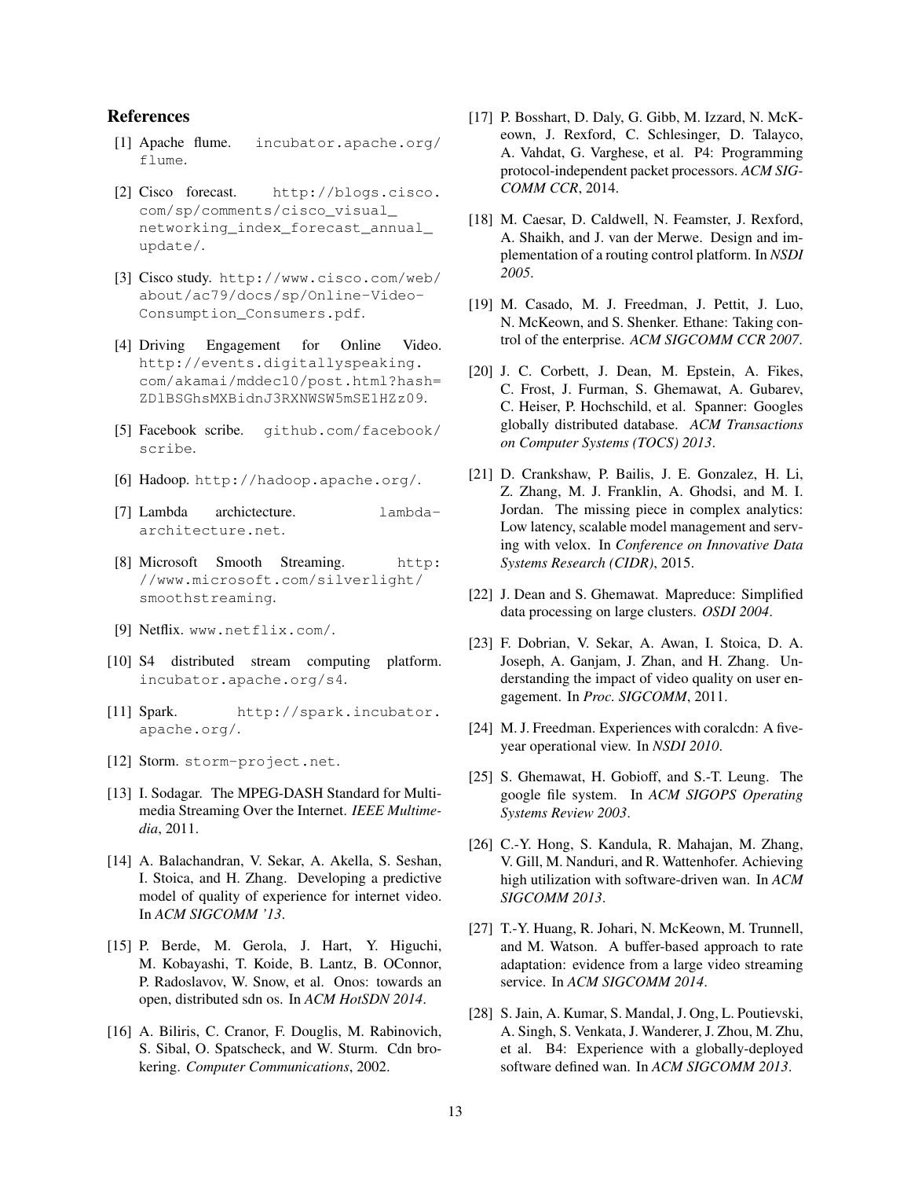## References

[1] Apache flume. incubator.apache.org/flume.

[2] Cisco forecast. http://blogs.cisco.com/sp/comments/cisco_visual_networking_index_forecast_annual_update/.

[3] Cisco study. http://www.cisco.com/web/about/ac79/docs/sp/Online-Video-Consumption_Consumers.pdf.

[4] Driving Engagement for Online Video. http://events.digitallyspeaking.com/akamai/mddec10/post.html?hash=ZDlBSGhsMXBidnJ3RXNWSW5mSE1HZz09.

[5] Facebook scribe. github.com/facebook/scribe.

[6] Hadoop. http://hadoop.apache.org/.

[7] Lambda archictecture. lambda-architecture.net.

[8] Microsoft Smooth Streaming. http://www.microsoft.com/silverlight/smoothstreaming.

[9] Netflix. www.netflix.com/.

[10] S4 distributed stream computing platform. incubator.apache.org/s4.

[11] Spark. http://spark.incubator.apache.org/.

[12] Storm. storm-project.net.

[13] I. Sodagar. The MPEG-DASH Standard for Multimedia Streaming Over the Internet. *IEEE Multimedia*, 2011.

[14] A. Balachandran, V. Sekar, A. Akella, S. Seshan, I. Stoica, and H. Zhang. Developing a predictive model of quality of experience for internet video. In *ACM SIGCOMM '13*.

[15] P. Berde, M. Gerola, J. Hart, Y. Higuchi, M. Kobayashi, T. Koide, B. Lantz, B. OConnor, P. Radoslavov, W. Snow, et al. Onos: towards an open, distributed sdn os. In *ACM HotSDN 2014*.

[16] A. Biliris, C. Cranor, F. Douglis, M. Rabinovich, S. Sibal, O. Spatscheck, and W. Sturm. Cdn brokering. *Computer Communications*, 2002.

[17] P. Bosshart, D. Daly, G. Gibb, M. Izzard, N. McKeown, J. Rexford, C. Schlesinger, D. Talayco, A. Vahdat, G. Varghese, et al. P4: Programming protocol-independent packet processors. *ACM SIGCOMM CCR*, 2014.

[18] M. Caesar, D. Caldwell, N. Feamster, J. Rexford, A. Shaikh, and J. van der Merwe. Design and implementation of a routing control platform. In *NSDI 2005*.

[19] M. Casado, M. J. Freedman, J. Pettit, J. Luo, N. McKeown, and S. Shenker. Ethane: Taking control of the enterprise. *ACM SIGCOMM CCR 2007*.

[20] J. C. Corbett, J. Dean, M. Epstein, A. Fikes, C. Frost, J. Furman, S. Ghemawat, A. Gubarev, C. Heiser, P. Hochschild, et al. Spanner: Googles globally distributed database. *ACM Transactions on Computer Systems (TOCS) 2013*.

[21] D. Crankshaw, P. Bailis, J. E. Gonzalez, H. Li, Z. Zhang, M. J. Franklin, A. Ghodsi, and M. I. Jordan. The missing piece in complex analytics: Low latency, scalable model management and serving with velox. In *Conference on Innovative Data Systems Research (CIDR)*, 2015.

[22] J. Dean and S. Ghemawat. Mapreduce: Simplified data processing on large clusters. *OSDI 2004*.

[23] F. Dobrian, V. Sekar, A. Awan, I. Stoica, D. A. Joseph, A. Ganjam, J. Zhan, and H. Zhang. Understanding the impact of video quality on user engagement. In *Proc. SIGCOMM*, 2011.

[24] M. J. Freedman. Experiences with coralcdn: A five-year operational view. In *NSDI 2010*.

[25] S. Ghemawat, H. Gobioff, and S.-T. Leung. The google file system. In *ACM SIGOPS Operating Systems Review 2003*.

[26] C.-Y. Hong, S. Kandula, R. Mahajan, M. Zhang, V. Gill, M. Nanduri, and R. Wattenhofer. Achieving high utilization with software-driven wan. In *ACM SIGCOMM 2013*.

[27] T.-Y. Huang, R. Johari, N. McKeown, M. Trunnell, and M. Watson. A buffer-based approach to rate adaptation: evidence from a large video streaming service. In *ACM SIGCOMM 2014*.

[28] S. Jain, A. Kumar, S. Mandal, J. Ong, L. Poutievski, A. Singh, S. Venkata, J. Wanderer, J. Zhou, M. Zhu, et al. B4: Experience with a globally-deployed software defined wan. In *ACM SIGCOMM 2013*.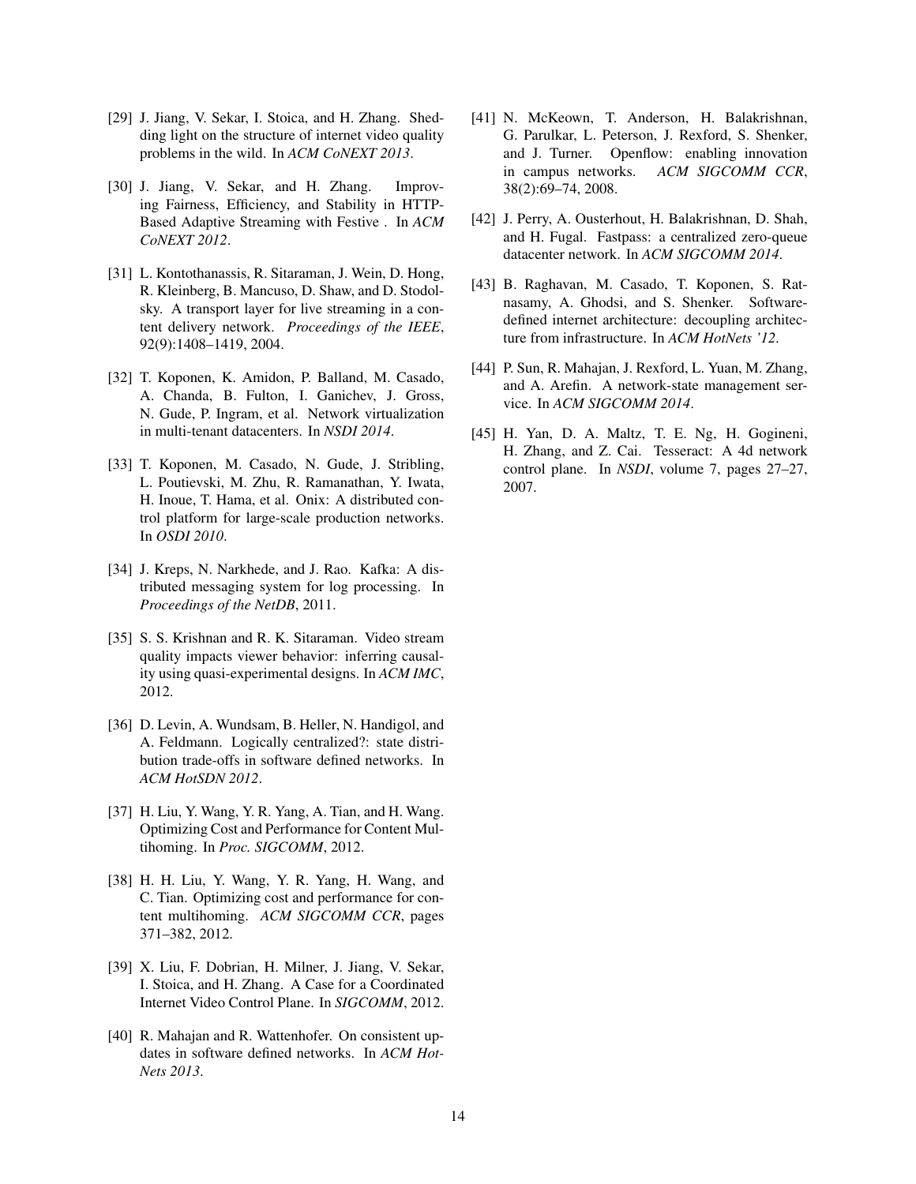[29] J. Jiang, V. Sekar, I. Stoica, and H. Zhang. Shedding light on the structure of internet video quality problems in the wild. In *ACM CoNEXT 2013*.

[30] J. Jiang, V. Sekar, and H. Zhang. Improving Fairness, Efficiency, and Stability in HTTP-Based Adaptive Streaming with Festive . In *ACM CoNEXT 2012*.

[31] L. Kontothanassis, R. Sitaraman, J. Wein, D. Hong, R. Kleinberg, B. Mancuso, D. Shaw, and D. Stodolsky. A transport layer for live streaming in a content delivery network. *Proceedings of the IEEE*, 92(9):1408–1419, 2004.

[32] T. Koponen, K. Amidon, P. Balland, M. Casado, A. Chanda, B. Fulton, I. Ganichev, J. Gross, N. Gude, P. Ingram, et al. Network virtualization in multi-tenant datacenters. In *NSDI 2014*.

[33] T. Koponen, M. Casado, N. Gude, J. Stribling, L. Poutievski, M. Zhu, R. Ramanathan, Y. Iwata, H. Inoue, T. Hama, et al. Onix: A distributed control platform for large-scale production networks. In *OSDI 2010*.

[34] J. Kreps, N. Narkhede, and J. Rao. Kafka: A distributed messaging system for log processing. In *Proceedings of the NetDB*, 2011.

[35] S. S. Krishnan and R. K. Sitaraman. Video stream quality impacts viewer behavior: inferring causality using quasi-experimental designs. In *ACM IMC*, 2012.

[36] D. Levin, A. Wundsam, B. Heller, N. Handigol, and A. Feldmann. Logically centralized?: state distribution trade-offs in software defined networks. In *ACM HotSDN 2012*.

[37] H. Liu, Y. Wang, Y. R. Yang, A. Tian, and H. Wang. Optimizing Cost and Performance for Content Multihoming. In *Proc. SIGCOMM*, 2012.

[38] H. H. Liu, Y. Wang, Y. R. Yang, H. Wang, and C. Tian. Optimizing cost and performance for content multihoming. *ACM SIGCOMM CCR*, pages 371–382, 2012.

[39] X. Liu, F. Dobrian, H. Milner, J. Jiang, V. Sekar, I. Stoica, and H. Zhang. A Case for a Coordinated Internet Video Control Plane. In *SIGCOMM*, 2012.

[40] R. Mahajan and R. Wattenhofer. On consistent updates in software defined networks. In *ACM HotNets 2013*.

[41] N. McKeown, T. Anderson, H. Balakrishnan, G. Parulkar, L. Peterson, J. Rexford, S. Shenker, and J. Turner. Openflow: enabling innovation in campus networks. *ACM SIGCOMM CCR*, 38(2):69–74, 2008.

[42] J. Perry, A. Ousterhout, H. Balakrishnan, D. Shah, and H. Fugal. Fastpass: a centralized zero-queue datacenter network. In *ACM SIGCOMM 2014*.

[43] B. Raghavan, M. Casado, T. Koponen, S. Ratnasamy, A. Ghodsi, and S. Shenker. Software-defined internet architecture: decoupling architecture from infrastructure. In *ACM HotNets '12*.

[44] P. Sun, R. Mahajan, J. Rexford, L. Yuan, M. Zhang, and A. Arefin. A network-state management service. In *ACM SIGCOMM 2014*.

[45] H. Yan, D. A. Maltz, T. E. Ng, H. Gogineni, H. Zhang, and Z. Cai. Tesseract: A 4d network control plane. In *NSDI*, volume 7, pages 27–27, 2007.